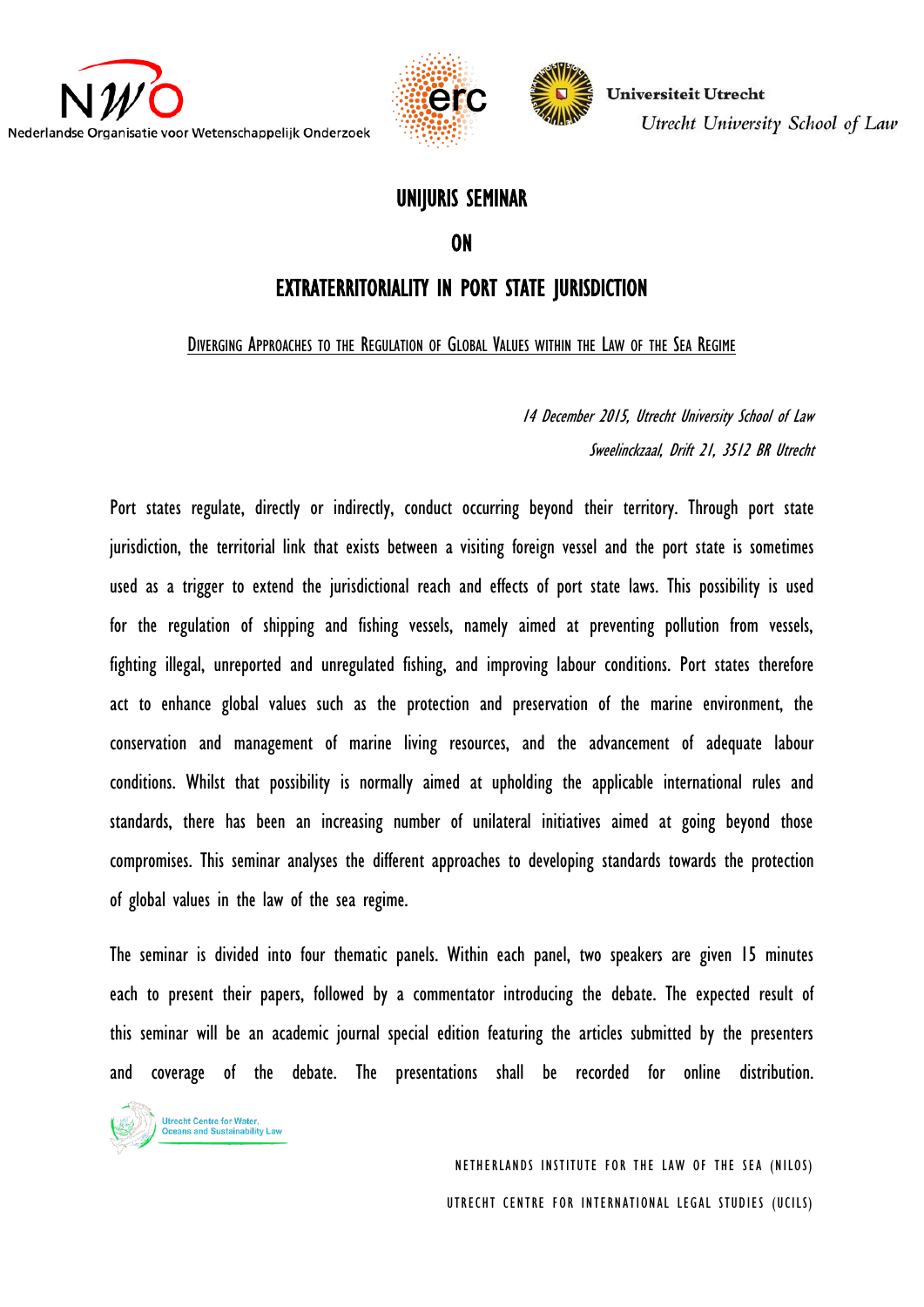Nederlandse Organisatie voor Wetenschappelijk Onderzoek

Universiteit Utrecht

*Utrecht University School of Law*

# UNIJURIS SEMINAR

# ON

# EXTRATERRITORIALITY IN PORT STATE JURISDICTION

## Diverging Approaches to the Regulation of Global Values within the Law of the Sea Regime

*14 December 2015, Utrecht University School of Law*

*Sweelinckzaal, Drift 21, 3512 BR Utrecht*

Port states regulate, directly or indirectly, conduct occurring beyond their territory. Through port state jurisdiction, the territorial link that exists between a visiting foreign vessel and the port state is sometimes used as a trigger to extend the jurisdictional reach and effects of port state laws. This possibility is used for the regulation of shipping and fishing vessels, namely aimed at preventing pollution from vessels, fighting illegal, unreported and unregulated fishing, and improving labour conditions. Port states therefore act to enhance global values such as the protection and preservation of the marine environment, the conservation and management of marine living resources, and the advancement of adequate labour conditions. Whilst that possibility is normally aimed at upholding the applicable international rules and standards, there has been an increasing number of unilateral initiatives aimed at going beyond those compromises. This seminar analyses the different approaches to developing standards towards the protection of global values in the law of the sea regime.

The seminar is divided into four thematic panels. Within each panel, two speakers are given 15 minutes each to present their papers, followed by a commentator introducing the debate. The expected result of this seminar will be an academic journal special edition featuring the articles submitted by the presenters and coverage of the debate. The presentations shall be recorded for online distribution.

Utrecht Centre for Water, Oceans and Sustainability Law

NETHERLANDS INSTITUTE FOR THE LAW OF THE SEA (NILOS)

UTRECHT CENTRE FOR INTERNATIONAL LEGAL STUDIES (UCILS)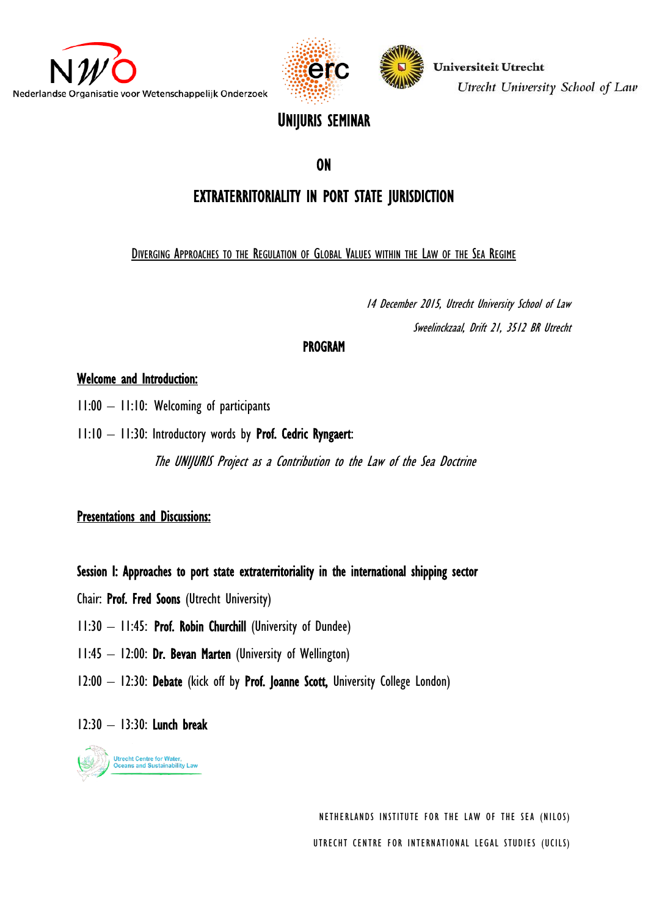Nederlandse Organisatie voor Wetenschappelijk Onderzoek

Universiteit Utrecht

*Utrecht University School of Law*

# UNIJURIS SEMINAR

# ON

# EXTRATERRITORIALITY IN PORT STATE JURISDICTION

DIVERGING APPROACHES TO THE REGULATION OF GLOBAL VALUES WITHIN THE LAW OF THE SEA REGIME

*14 December 2015, Utrecht University School of Law*

*Sweelinckzaal, Drift 21, 3512 BR Utrecht*

## PROGRAM

**Welcome and Introduction:**

11:00 – 11:10: Welcoming of participants

11:10 – 11:30: Introductory words by **Prof. Cedric Ryngaert**:

*The UNIJURIS Project as a Contribution to the Law of the Sea Doctrine*

**Presentations and Discussions:**

**Session I: Approaches to port state extraterritoriality in the international shipping sector**

Chair: **Prof. Fred Soons** (Utrecht University)

11:30 – 11:45: **Prof. Robin Churchill** (University of Dundee)

11:45 – 12:00: **Dr. Bevan Marten** (University of Wellington)

12:00 – 12:30: **Debate** (kick off by **Prof. Joanne Scott,** University College London)

12:30 – 13:30: **Lunch break**

Utrecht Centre for Water, Oceans and Sustainability Law

NETHERLANDS INSTITUTE FOR THE LAW OF THE SEA (NILOS)

UTRECHT CENTRE FOR INTERNATIONAL LEGAL STUDIES (UCILS)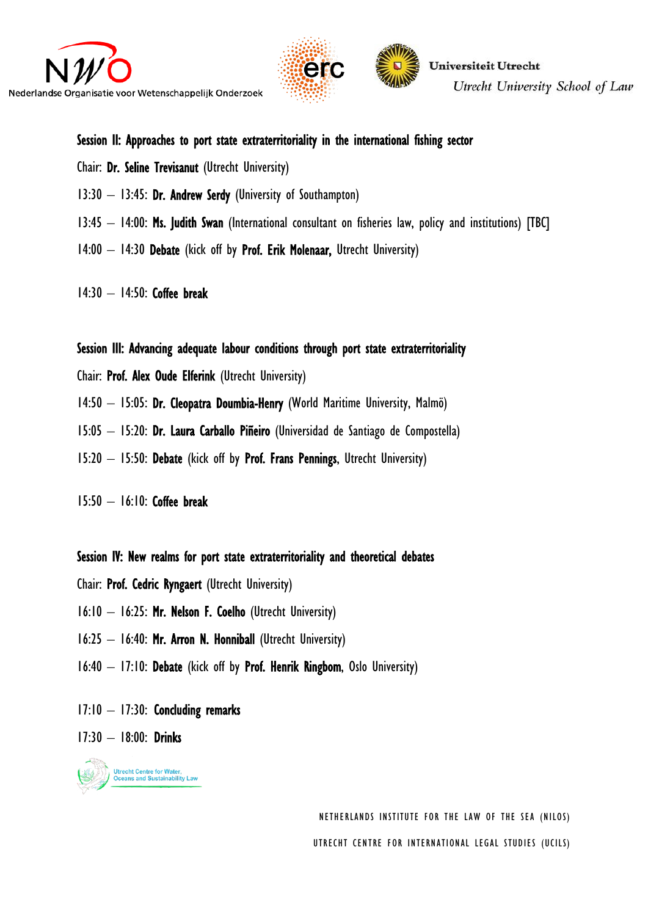Nederlandse Organisatie voor Wetenschappelijk Onderzoek

Universiteit Utrecht

*Utrecht University School of Law*

## Session II: Approaches to port state extraterritoriality in the international fishing sector

Chair: **Dr. Seline Trevisanut** (Utrecht University)

13:30 – 13:45: **Dr. Andrew Serdy** (University of Southampton)

13:45 – 14:00: **Ms. Judith Swan** (International consultant on fisheries law, policy and institutions) [TBC]

14:00 – 14:30 **Debate** (kick off by **Prof. Erik Molenaar,** Utrecht University)

14:30 – 14:50: **Coffee break**

## Session III: Advancing adequate labour conditions through port state extraterritoriality

Chair: **Prof. Alex Oude Elferink** (Utrecht University)

14:50 – 15:05: **Dr. Cleopatra Doumbia-Henry** (World Maritime University, Malmö)

15:05 – 15:20: **Dr. Laura Carballo Piñeiro** (Universidad de Santiago de Compostella)

15:20 – 15:50: **Debate** (kick off by **Prof. Frans Pennings**, Utrecht University)

15:50 – 16:10: **Coffee break**

## Session IV: New realms for port state extraterritoriality and theoretical debates

Chair: **Prof. Cedric Ryngaert** (Utrecht University)

16:10 – 16:25: **Mr. Nelson F. Coelho** (Utrecht University)

16:25 – 16:40: **Mr. Arron N. Honniball** (Utrecht University)

16:40 – 17:10: **Debate** (kick off by **Prof. Henrik Ringbom**, Oslo University)

17:10 – 17:30: **Concluding remarks**

17:30 – 18:00: **Drinks**

Utrecht Centre for Water, Oceans and Sustainability Law

NETHERLANDS INSTITUTE FOR THE LAW OF THE SEA (NILOS)

UTRECHT CENTRE FOR INTERNATIONAL LEGAL STUDIES (UCILS)